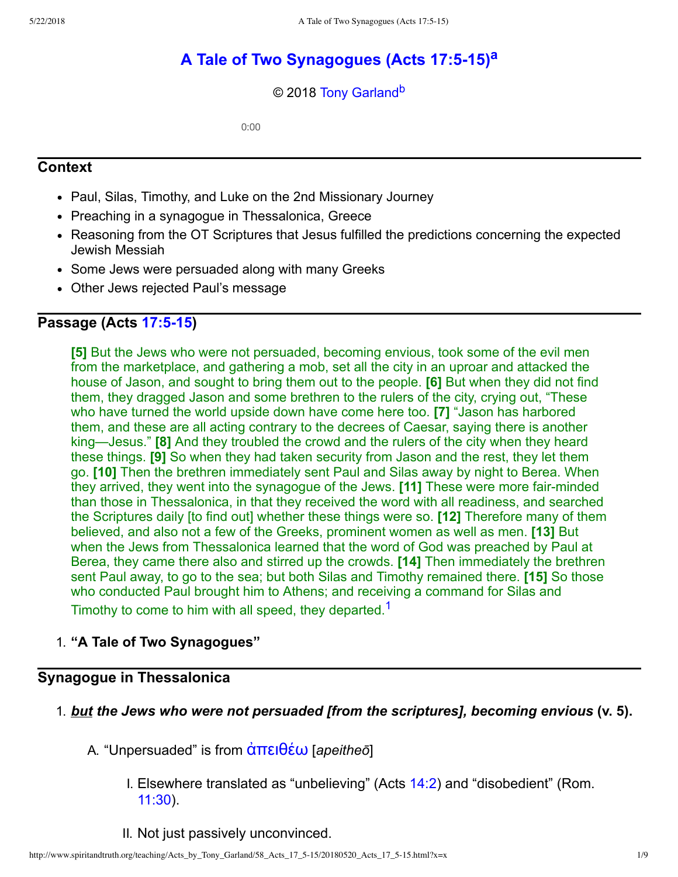# A Tale of Two Synagogues (Acts 17:5-15)[a]

© 2018 Tony Garland[b]

0:00

## Context

- Paul, Silas, Timothy, and Luke on the 2nd Missionary Journey
- Preaching in a synagogue in Thessalonica, Greece
- Reasoning from the OT Scriptures that Jesus fulfilled the predictions concerning the expected Jewish Messiah
- Some Jews were persuaded along with many Greeks
- Other Jews rejected Paul's message

## Passage (Acts 17:5-15)

> **[5]** But the Jews who were not persuaded, becoming envious, took some of the evil men from the marketplace, and gathering a mob, set all the city in an uproar and attacked the house of Jason, and sought to bring them out to the people. **[6]** But when they did not find them, they dragged Jason and some brethren to the rulers of the city, crying out, "These who have turned the world upside down have come here too. **[7]** "Jason has harbored them, and these are all acting contrary to the decrees of Caesar, saying there is another king—Jesus." **[8]** And they troubled the crowd and the rulers of the city when they heard these things. **[9]** So when they had taken security from Jason and the rest, they let them go. **[10]** Then the brethren immediately sent Paul and Silas away by night to Berea. When they arrived, they went into the synagogue of the Jews. **[11]** These were more fair-minded than those in Thessalonica, in that they received the word with all readiness, and searched the Scriptures daily [to find out] whether these things were so. **[12]** Therefore many of them believed, and also not a few of the Greeks, prominent women as well as men. **[13]** But when the Jews from Thessalonica learned that the word of God was preached by Paul at Berea, they came there also and stirred up the crowds. **[14]** Then immediately the brethren sent Paul away, to go to the sea; but both Silas and Timothy remained there. **[15]** So those who conducted Paul brought him to Athens; and receiving a command for Silas and Timothy to come to him with all speed, they departed.[1]

1. **"A Tale of Two Synagogues"**

## Synagogue in Thessalonica

1. ***but the Jews who were not persuaded [from the scriptures], becoming envious*** **(v. 5).**
   A. "Unpersuaded" is from ἀπειθέω [*apeitheō*]
      I. Elsewhere translated as "unbelieving" (Acts 14:2) and "disobedient" (Rom. 11:30).
      II. Not just passively unconvinced.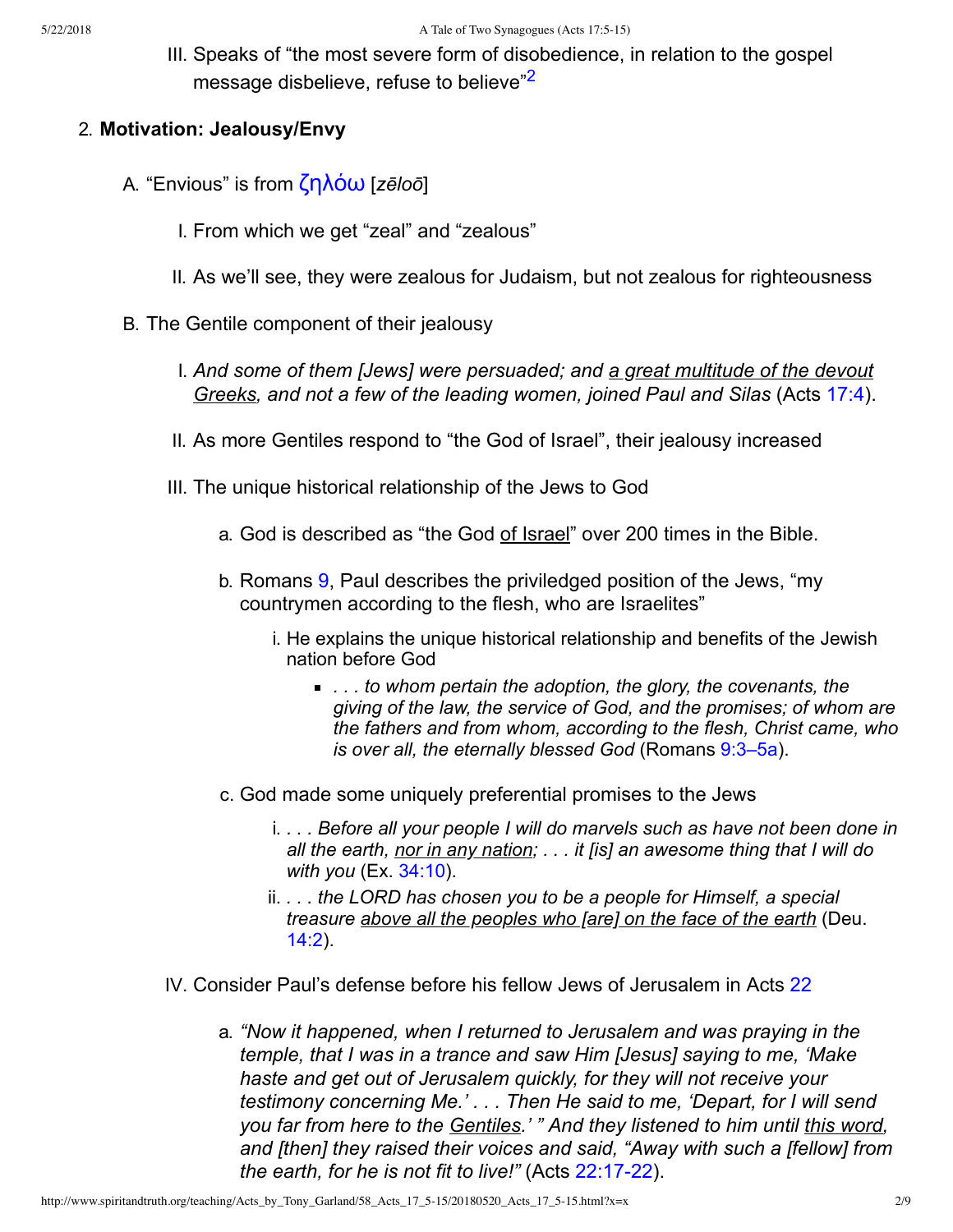III. Speaks of "the most severe form of disobedience, in relation to the gospel message disbelieve, refuse to believe"[2]

2. **Motivation: Jealousy/Envy**

   A. "Envious" is from ζηλόω [*zēloō*]

      I. From which we get "zeal" and "zealous"

      II. As we'll see, they were zealous for Judaism, but not zealous for righteousness

   B. The Gentile component of their jealousy

      I. *And some of them [Jews] were persuaded; and <u>a great multitude of the devout Greeks</u>, and not a few of the leading women, joined Paul and Silas* (Acts 17:4).

      II. As more Gentiles respond to "the God of Israel", their jealousy increased

      III. The unique historical relationship of the Jews to God

         a. God is described as "the God <u>of Israel</u>" over 200 times in the Bible.

         b. Romans 9, Paul describes the priviledged position of the Jews, "my countrymen according to the flesh, who are Israelites"

            i. He explains the unique historical relationship and benefits of the Jewish nation before God

               - *. . . to whom pertain the adoption, the glory, the covenants, the giving of the law, the service of God, and the promises; of whom are the fathers and from whom, according to the flesh, Christ came, who is over all, the eternally blessed God* (Romans 9:3–5a).

         c. God made some uniquely preferential promises to the Jews

            i. *. . . Before all your people I will do marvels such as have not been done in all the earth, <u>nor in any nation</u>; . . . it [is] an awesome thing that I will do with you* (Ex. 34:10).

            ii. *. . . the LORD has chosen you to be a people for Himself, a special treasure <u>above all the peoples who [are] on the face of the earth</u>* (Deu. 14:2).

      IV. Consider Paul's defense before his fellow Jews of Jerusalem in Acts 22

         a. *"Now it happened, when I returned to Jerusalem and was praying in the temple, that I was in a trance and saw Him [Jesus] saying to me, 'Make haste and get out of Jerusalem quickly, for they will not receive your testimony concerning Me.' . . . Then He said to me, 'Depart, for I will send you far from here to the <u>Gentiles</u>.' " And they listened to him until <u>this word</u>, and [then] they raised their voices and said, "Away with such a [fellow] from the earth, for he is not fit to live!"* (Acts 22:17-22).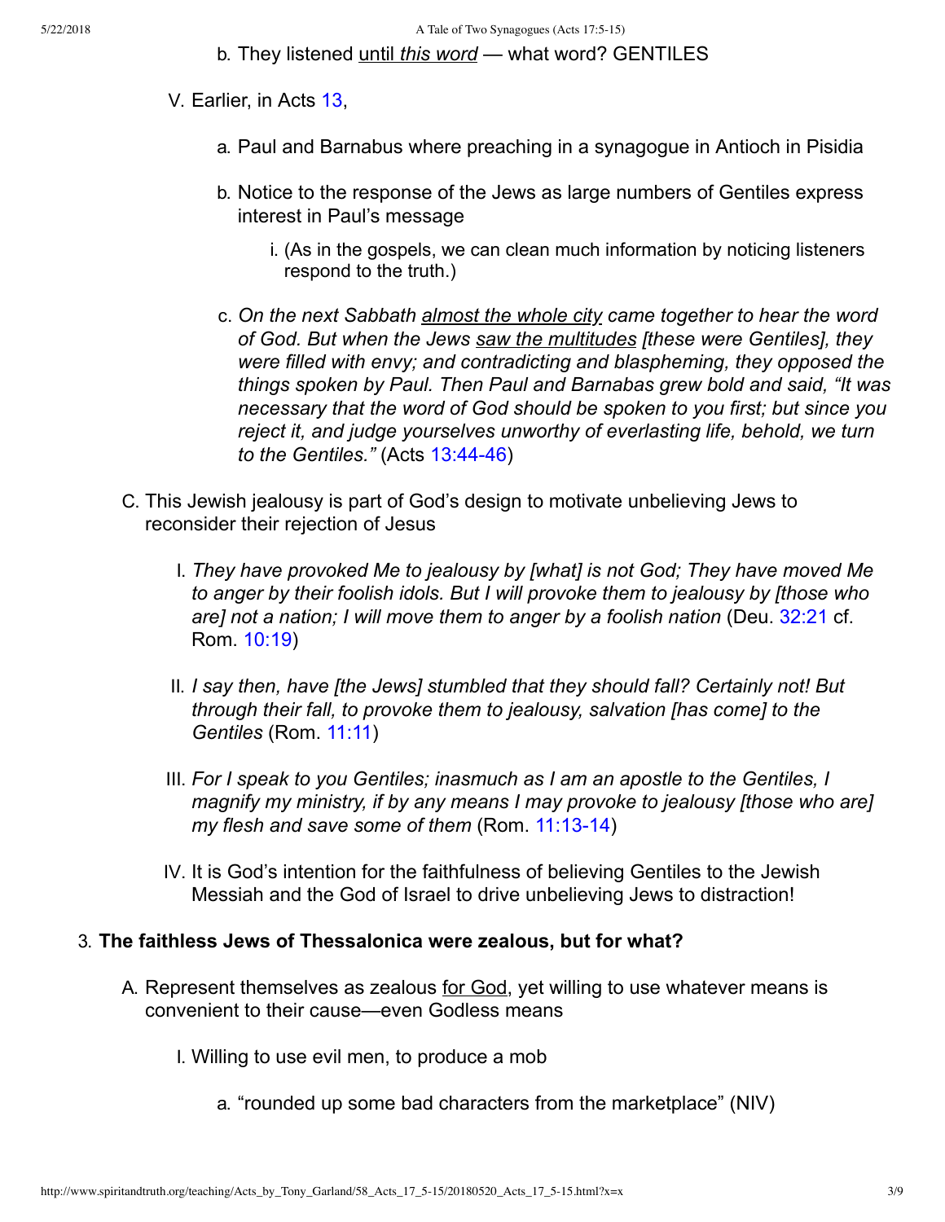b. They listened <u>until *this word*</u> — what word? GENTILES

V. Earlier, in Acts 13,

   a. Paul and Barnabus where preaching in a synagogue in Antioch in Pisidia

   b. Notice to the response of the Jews as large numbers of Gentiles express interest in Paul's message

      i. (As in the gospels, we can clean much information by noticing listeners respond to the truth.)

   c. *On the next Sabbath <u>almost the whole city</u> came together to hear the word of God. But when the Jews <u>saw the multitudes</u> [these were Gentiles], they were filled with envy; and contradicting and blaspheming, they opposed the things spoken by Paul. Then Paul and Barnabas grew bold and said, "It was necessary that the word of God should be spoken to you first; but since you reject it, and judge yourselves unworthy of everlasting life, behold, we turn to the Gentiles."* (Acts 13:44-46)

C. This Jewish jealousy is part of God's design to motivate unbelieving Jews to reconsider their rejection of Jesus

   I. *They have provoked Me to jealousy by [what] is not God; They have moved Me to anger by their foolish idols. But I will provoke them to jealousy by [those who are] not a nation; I will move them to anger by a foolish nation* (Deu. 32:21 cf. Rom. 10:19)

   II. *I say then, have [the Jews] stumbled that they should fall? Certainly not! But through their fall, to provoke them to jealousy, salvation [has come] to the Gentiles* (Rom. 11:11)

   III. *For I speak to you Gentiles; inasmuch as I am an apostle to the Gentiles, I magnify my ministry, if by any means I may provoke to jealousy [those who are] my flesh and save some of them* (Rom. 11:13-14)

   IV. It is God's intention for the faithfulness of believing Gentiles to the Jewish Messiah and the God of Israel to drive unbelieving Jews to distraction!

3. **The faithless Jews of Thessalonica were zealous, but for what?**

   A. Represent themselves as zealous <u>for God</u>, yet willing to use whatever means is convenient to their cause—even Godless means

      I. Willing to use evil men, to produce a mob

         a. "rounded up some bad characters from the marketplace" (NIV)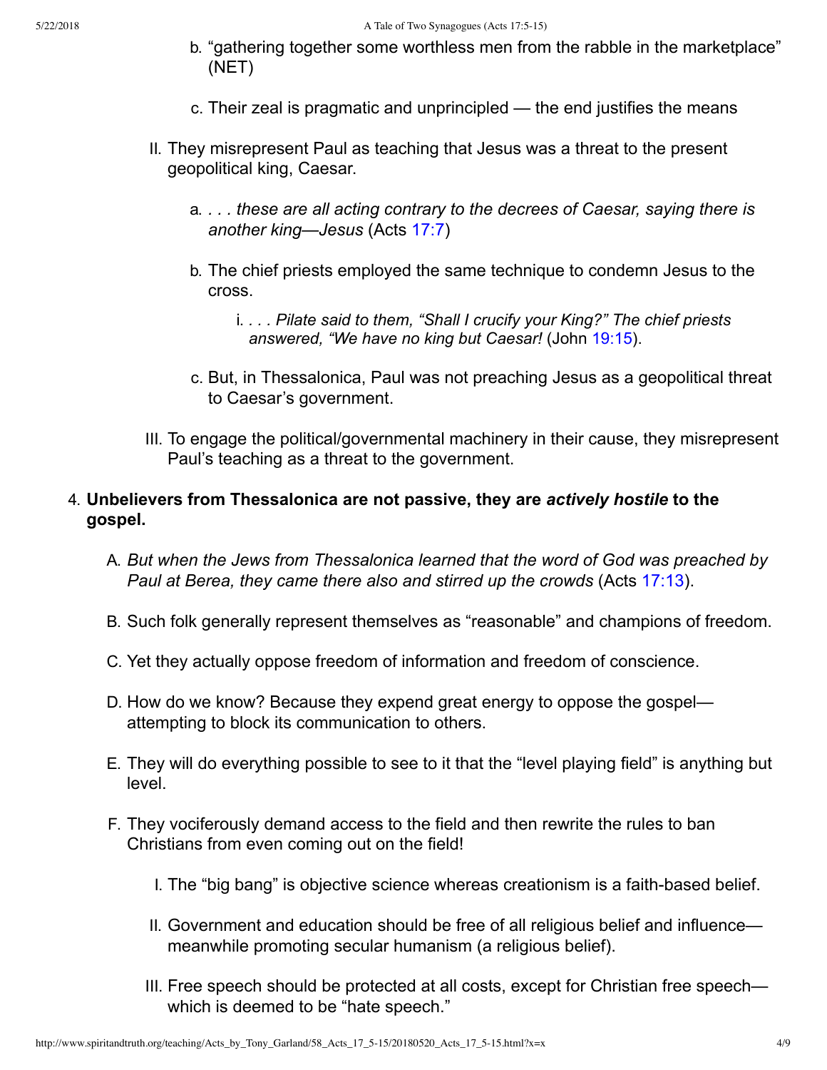b. “gathering together some worthless men from the rabble in the marketplace” (NET)

c. Their zeal is pragmatic and unprincipled — the end justifies the means

II. They misrepresent Paul as teaching that Jesus was a threat to the present geopolitical king, Caesar.

a. *. . . these are all acting contrary to the decrees of Caesar, saying there is another king—Jesus* (Acts 17:7)

b. The chief priests employed the same technique to condemn Jesus to the cross.

i. *. . . Pilate said to them, “Shall I crucify your King?” The chief priests answered, “We have no king but Caesar!* (John 19:15).

c. But, in Thessalonica, Paul was not preaching Jesus as a geopolitical threat to Caesar’s government.

III. To engage the political/governmental machinery in their cause, they misrepresent Paul’s teaching as a threat to the government.

4. **Unbelievers from Thessalonica are not passive, they are *actively hostile* to the gospel.**

A. *But when the Jews from Thessalonica learned that the word of God was preached by Paul at Berea, they came there also and stirred up the crowds* (Acts 17:13).

B. Such folk generally represent themselves as “reasonable” and champions of freedom.

C. Yet they actually oppose freedom of information and freedom of conscience.

D. How do we know? Because they expend great energy to oppose the gospel—attempting to block its communication to others.

E. They will do everything possible to see to it that the “level playing field” is anything but level.

F. They vociferously demand access to the field and then rewrite the rules to ban Christians from even coming out on the field!

I. The “big bang” is objective science whereas creationism is a faith-based belief.

II. Government and education should be free of all religious belief and influence—meanwhile promoting secular humanism (a religious belief).

III. Free speech should be protected at all costs, except for Christian free speech—which is deemed to be “hate speech.”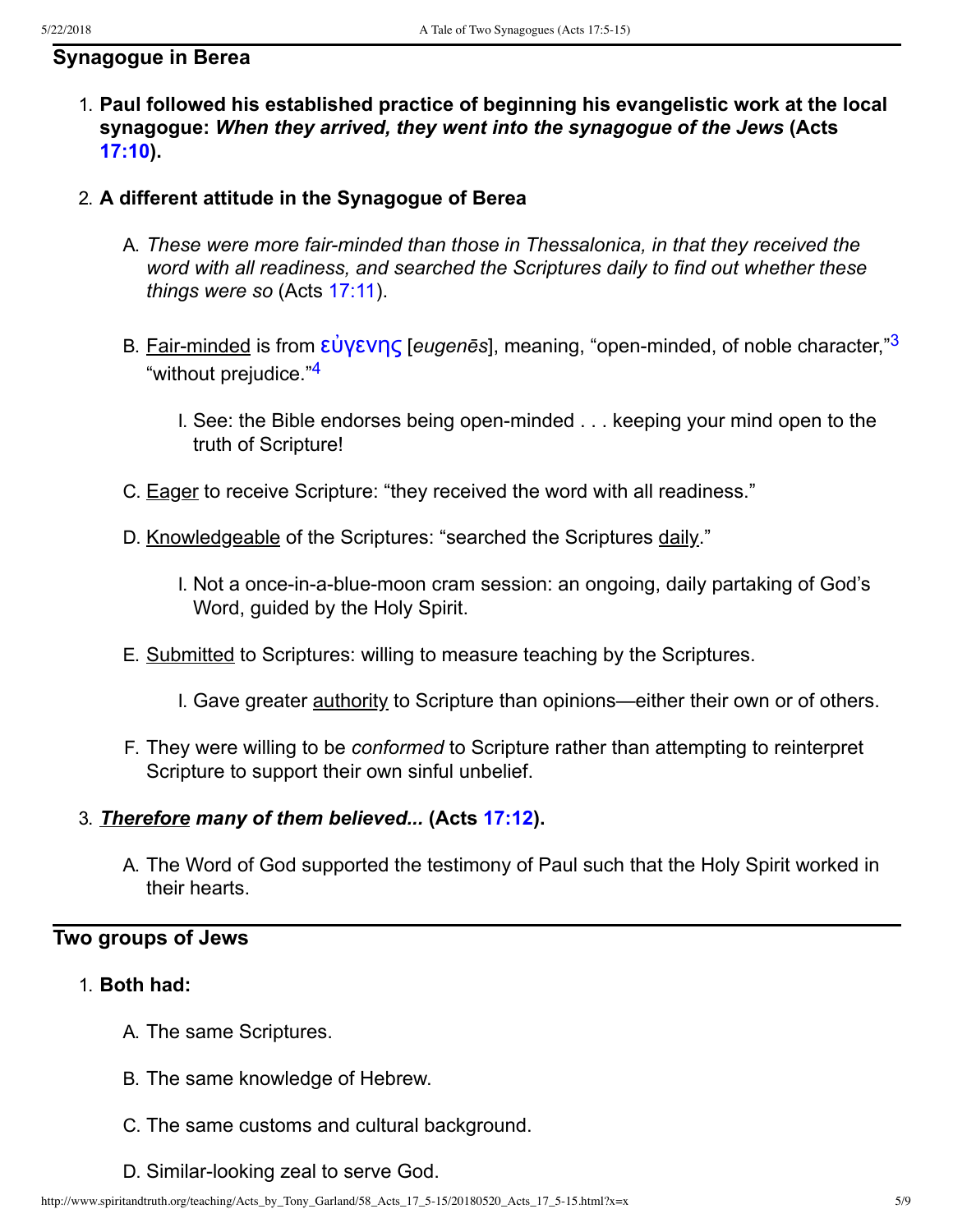## Synagogue in Berea

1. **Paul followed his established practice of beginning his evangelistic work at the local synagogue: *When they arrived, they went into the synagogue of the Jews* (Acts 17:10).**

2. **A different attitude in the Synagogue of Berea**

   A. *These were more fair-minded than those in Thessalonica, in that they received the word with all readiness, and searched the Scriptures daily to find out whether these things were so* (Acts 17:11).

   B. Fair-minded is from εὐγενης [*eugenēs*], meaning, "open-minded, of noble character,"[3] "without prejudice."[4]

      I. See: the Bible endorses being open-minded . . . keeping your mind open to the truth of Scripture!

   C. Eager to receive Scripture: "they received the word with all readiness."

   D. Knowledgeable of the Scriptures: "searched the Scriptures daily."

      I. Not a once-in-a-blue-moon cram session: an ongoing, daily partaking of God's Word, guided by the Holy Spirit.

   E. Submitted to Scriptures: willing to measure teaching by the Scriptures.

      I. Gave greater authority to Scripture than opinions—either their own or of others.

   F. They were willing to be *conformed* to Scripture rather than attempting to reinterpret Scripture to support their own sinful unbelief.

3. ***Therefore many of them believed...* (Acts 17:12).**

   A. The Word of God supported the testimony of Paul such that the Holy Spirit worked in their hearts.

---

## Two groups of Jews

1. **Both had:**

   A. The same Scriptures.

   B. The same knowledge of Hebrew.

   C. The same customs and cultural background.

   D. Similar-looking zeal to serve God.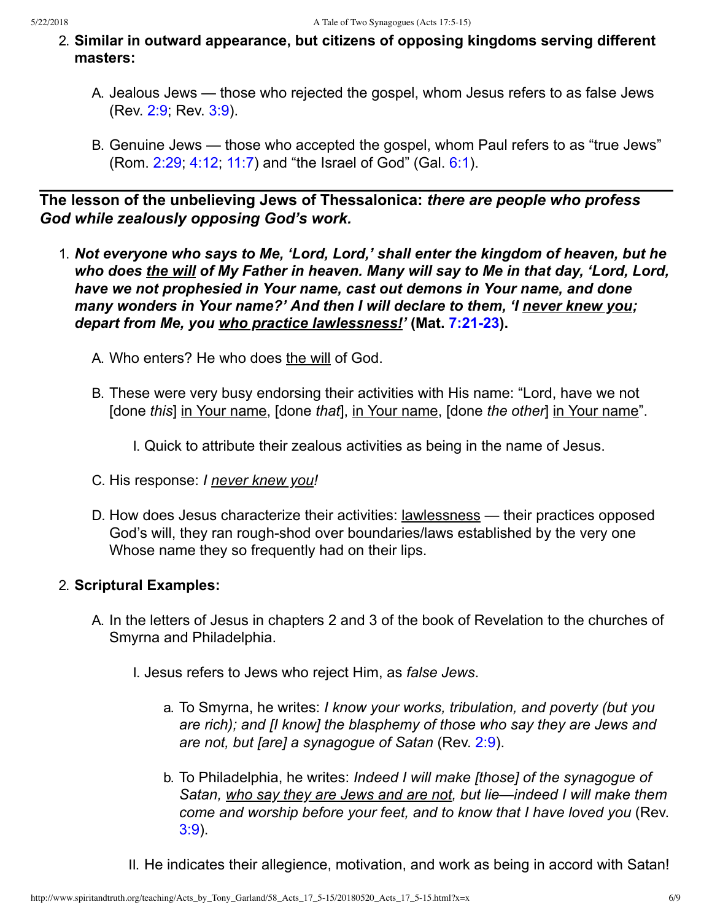2. **Similar in outward appearance, but citizens of opposing kingdoms serving different masters:**

    A. Jealous Jews — those who rejected the gospel, whom Jesus refers to as false Jews (Rev. 2:9; Rev. 3:9).

    B. Genuine Jews — those who accepted the gospel, whom Paul refers to as “true Jews” (Rom. 2:29; 4:12; 11:7) and “the Israel of God” (Gal. 6:1).

---

**The lesson of the unbelieving Jews of Thessalonica:** ***there are people who profess God while zealously opposing God’s work.***

1. ***Not everyone who says to Me, ‘Lord, Lord,’ shall enter the kingdom of heaven, but he who does the will of My Father in heaven. Many will say to Me in that day, ‘Lord, Lord, have we not prophesied in Your name, cast out demons in Your name, and done many wonders in Your name?’ And then I will declare to them, ‘I never knew you; depart from Me, you who practice lawlessness!’*** **(Mat. 7:21-23).**

    A. Who enters? He who does the will of God.

    B. These were very busy endorsing their activities with His name: “Lord, have we not [done *this*] in Your name, [done *that*], in Your name, [done *the other*] in Your name”.

        I. Quick to attribute their zealous activities as being in the name of Jesus.

    C. His response: *I never knew you!*

    D. How does Jesus characterize their activities: lawlessness — their practices opposed God’s will, they ran rough-shod over boundaries/laws established by the very one Whose name they so frequently had on their lips.

2. **Scriptural Examples:**

    A. In the letters of Jesus in chapters 2 and 3 of the book of Revelation to the churches of Smyrna and Philadelphia.

        I. Jesus refers to Jews who reject Him, as *false Jews*.

            a. To Smyrna, he writes: *I know your works, tribulation, and poverty (but you are rich); and [I know] the blasphemy of those who say they are Jews and are not, but [are] a synagogue of Satan* (Rev. 2:9).

            b. To Philadelphia, he writes: *Indeed I will make [those] of the synagogue of Satan, who say they are Jews and are not, but lie—indeed I will make them come and worship before your feet, and to know that I have loved you* (Rev. 3:9).

        II. He indicates their allegience, motivation, and work as being in accord with Satan!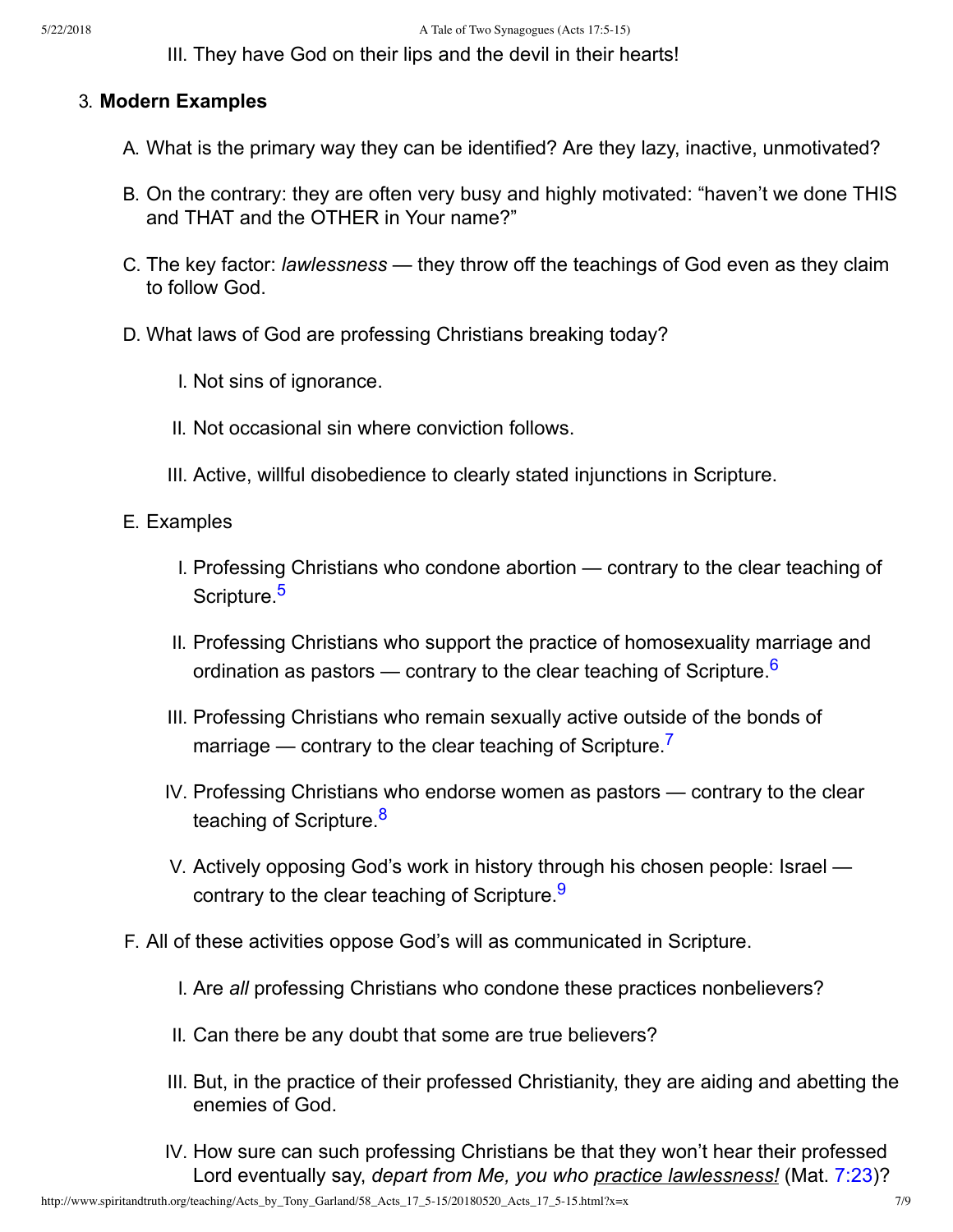III. They have God on their lips and the devil in their hearts!

3. **Modern Examples**

   A. What is the primary way they can be identified? Are they lazy, inactive, unmotivated?

   B. On the contrary: they are often very busy and highly motivated: "haven't we done THIS and THAT and the OTHER in Your name?"

   C. The key factor: *lawlessness* — they throw off the teachings of God even as they claim to follow God.

   D. What laws of God are professing Christians breaking today?

      I. Not sins of ignorance.

      II. Not occasional sin where conviction follows.

      III. Active, willful disobedience to clearly stated injunctions in Scripture.

   E. Examples

      I. Professing Christians who condone abortion — contrary to the clear teaching of Scripture.[5]

      II. Professing Christians who support the practice of homosexuality marriage and ordination as pastors — contrary to the clear teaching of Scripture.[6]

      III. Professing Christians who remain sexually active outside of the bonds of marriage — contrary to the clear teaching of Scripture.[7]

      IV. Professing Christians who endorse women as pastors — contrary to the clear teaching of Scripture.[8]

      V. Actively opposing God's work in history through his chosen people: Israel — contrary to the clear teaching of Scripture.[9]

   F. All of these activities oppose God's will as communicated in Scripture.

      I. Are *all* professing Christians who condone these practices nonbelievers?

      II. Can there be any doubt that some are true believers?

      III. But, in the practice of their professed Christianity, they are aiding and abetting the enemies of God.

      IV. How sure can such professing Christians be that they won't hear their professed Lord eventually say, *depart from Me, you who practice lawlessness!* (Mat. 7:23)?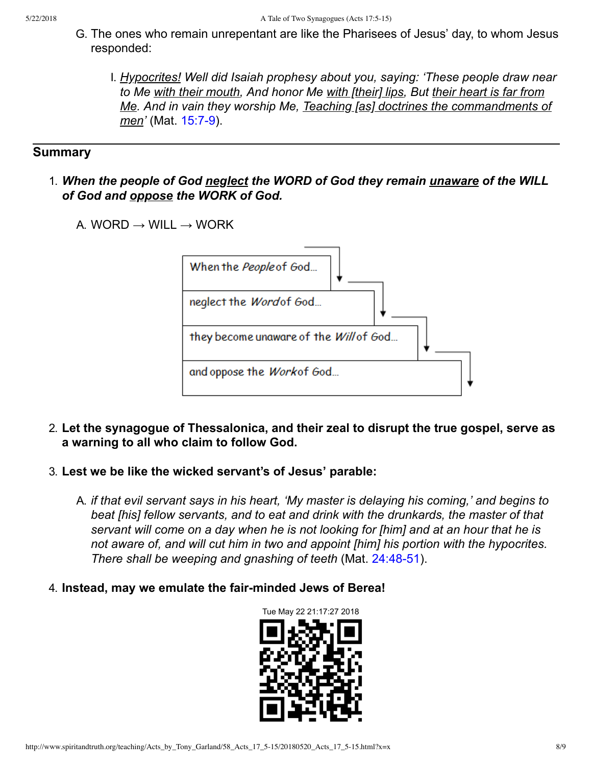G. The ones who remain unrepentant are like the Pharisees of Jesus' day, to whom Jesus responded:

   I. *Hypocrites! Well did Isaiah prophesy about you, saying: 'These people draw near to Me with their mouth, And honor Me with [their] lips, But their heart is far from Me. And in vain they worship Me, Teaching [as] doctrines the commandments of men'* (Mat. 15:7-9).

---

## Summary

1. ***When the people of God neglect the WORD of God they remain unaware of the WILL of God and oppose the WORK of God.***

   A. WORD → WILL → WORK

      When the *People* of God...
      
      neglect the *Word* of God...
      
      they become unaware of the *Will* of God...
      
      and oppose the *Work* of God...

2. **Let the synagogue of Thessalonica, and their zeal to disrupt the true gospel, serve as a warning to all who claim to follow God.**

3. **Lest we be like the wicked servant's of Jesus' parable:**

   A. *if that evil servant says in his heart, 'My master is delaying his coming,' and begins to beat [his] fellow servants, and to eat and drink with the drunkards, the master of that servant will come on a day when he is not looking for [him] and at an hour that he is not aware of, and will cut him in two and appoint [him] his portion with the hypocrites. There shall be weeping and gnashing of teeth* (Mat. 24:48-51).

4. **Instead, may we emulate the fair-minded Jews of Berea!**

Tue May 22 21:17:27 2018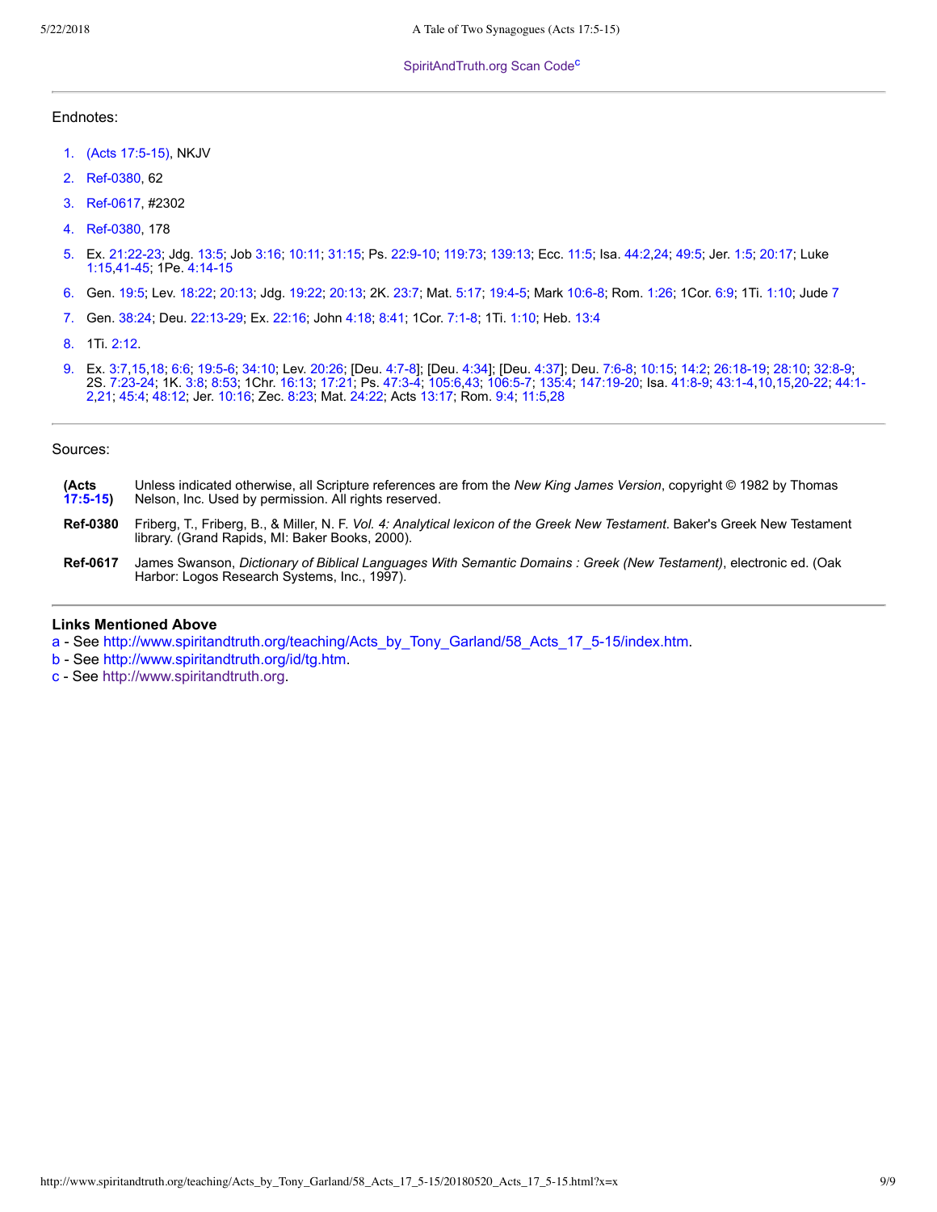SpiritAndTruth.org Scan Code[c]

---

Endnotes:

1. (Acts 17:5-15), NKJV
2. Ref-0380, 62
3. Ref-0617, #2302
4. Ref-0380, 178
5. Ex. 21:22-23; Jdg. 13:5; Job 3:16; 10:11; 31:15; Ps. 22:9-10; 119:73; 139:13; Ecc. 11:5; Isa. 44:2,24; 49:5; Jer. 1:5; 20:17; Luke 1:15,41-45; 1Pe. 4:14-15
6. Gen. 19:5; Lev. 18:22; 20:13; Jdg. 19:22; 20:13; 2K. 23:7; Mat. 5:17; 19:4-5; Mark 10:6-8; Rom. 1:26; 1Cor. 6:9; 1Ti. 1:10; Jude 7
7. Gen. 38:24; Deu. 22:13-29; Ex. 22:16; John 4:18; 8:41; 1Cor. 7:1-8; 1Ti. 1:10; Heb. 13:4
8. 1Ti. 2:12.
9. Ex. 3:7,15,18; 6:6; 19:5-6; 34:10; Lev. 20:26; [Deu. 4:7-8]; [Deu. 4:34]; [Deu. 4:37]; Deu. 7:6-8; 10:15; 14:2; 26:18-19; 28:10; 32:8-9; 2S. 7:23-24; 1K. 3:8; 8:53; 1Chr. 16:13; 17:21; Ps. 47:3-4; 105:6,43; 106:5-7; 135:4; 147:19-20; Isa. 41:8-9; 43:1-4,10,15,20-22; 44:1-2,21; 45:4; 48:12; Jer. 10:16; Zec. 8:23; Mat. 24:22; Acts 13:17; Rom. 9:4; 11:5,28

---

Sources:

| | |
|---|---|
| **(Acts 17:5-15)** | Unless indicated otherwise, all Scripture references are from the *New King James Version*, copyright © 1982 by Thomas Nelson, Inc. Used by permission. All rights reserved. |
| **Ref-0380** | Friberg, T., Friberg, B., & Miller, N. F. *Vol. 4: Analytical lexicon of the Greek New Testament*. Baker's Greek New Testament library. (Grand Rapids, MI: Baker Books, 2000). |
| **Ref-0617** | James Swanson, *Dictionary of Biblical Languages With Semantic Domains : Greek (New Testament)*, electronic ed. (Oak Harbor: Logos Research Systems, Inc., 1997). |

---

**Links Mentioned Above**

a - See http://www.spiritandtruth.org/teaching/Acts_by_Tony_Garland/58_Acts_17_5-15/index.htm.
b - See http://www.spiritandtruth.org/id/tg.htm.
c - See http://www.spiritandtruth.org.